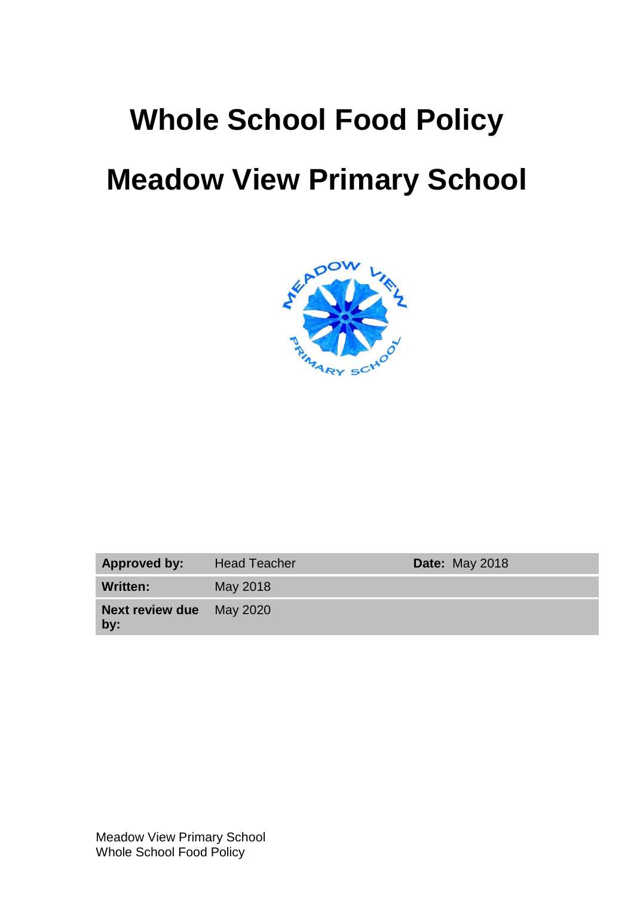# Whole School Food Policy

# Meadow View Primary School

| **Approved by:** | Head Teacher | **Date:** May 2018 |
|---|---|---|
| **Written:** | May 2018 | |
| **Next review due by:** | May 2020 | |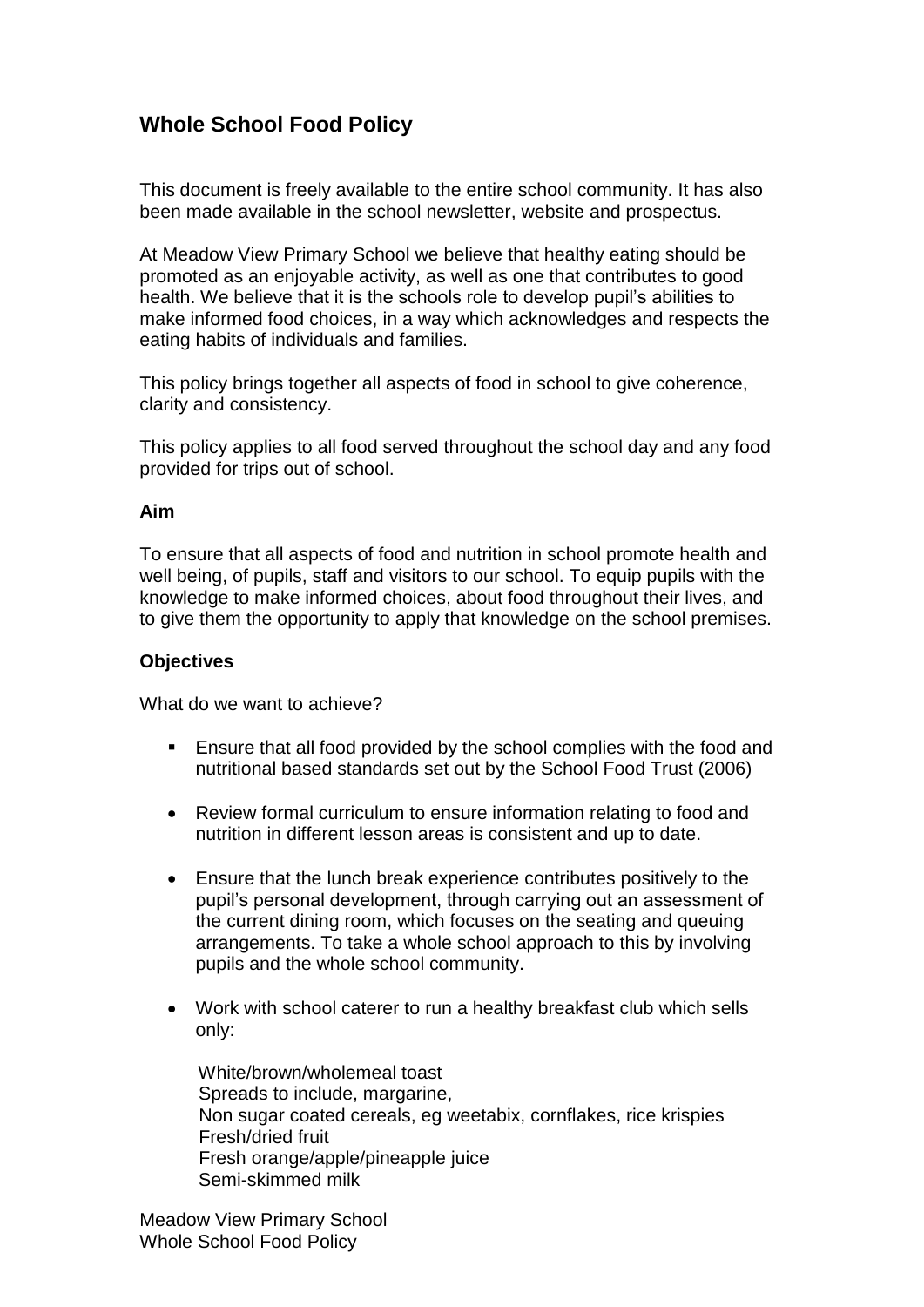## Whole School Food Policy

This document is freely available to the entire school community. It has also been made available in the school newsletter, website and prospectus.

At Meadow View Primary School we believe that healthy eating should be promoted as an enjoyable activity, as well as one that contributes to good health. We believe that it is the schools role to develop pupil's abilities to make informed food choices, in a way which acknowledges and respects the eating habits of individuals and families.

This policy brings together all aspects of food in school to give coherence, clarity and consistency.

This policy applies to all food served throughout the school day and any food provided for trips out of school.

**Aim**

To ensure that all aspects of food and nutrition in school promote health and well being, of pupils, staff and visitors to our school. To equip pupils with the knowledge to make informed choices, about food throughout their lives, and to give them the opportunity to apply that knowledge on the school premises.

**Objectives**

What do we want to achieve?

- Ensure that all food provided by the school complies with the food and nutritional based standards set out by the School Food Trust (2006)

- Review formal curriculum to ensure information relating to food and nutrition in different lesson areas is consistent and up to date.

- Ensure that the lunch break experience contributes positively to the pupil's personal development, through carrying out an assessment of the current dining room, which focuses on the seating and queuing arrangements. To take a whole school approach to this by involving pupils and the whole school community.

- Work with school caterer to run a healthy breakfast club which sells only:

  White/brown/wholemeal toast  
  Spreads to include, margarine,  
  Non sugar coated cereals, eg weetabix, cornflakes, rice krispies  
  Fresh/dried fruit  
  Fresh orange/apple/pineapple juice  
  Semi-skimmed milk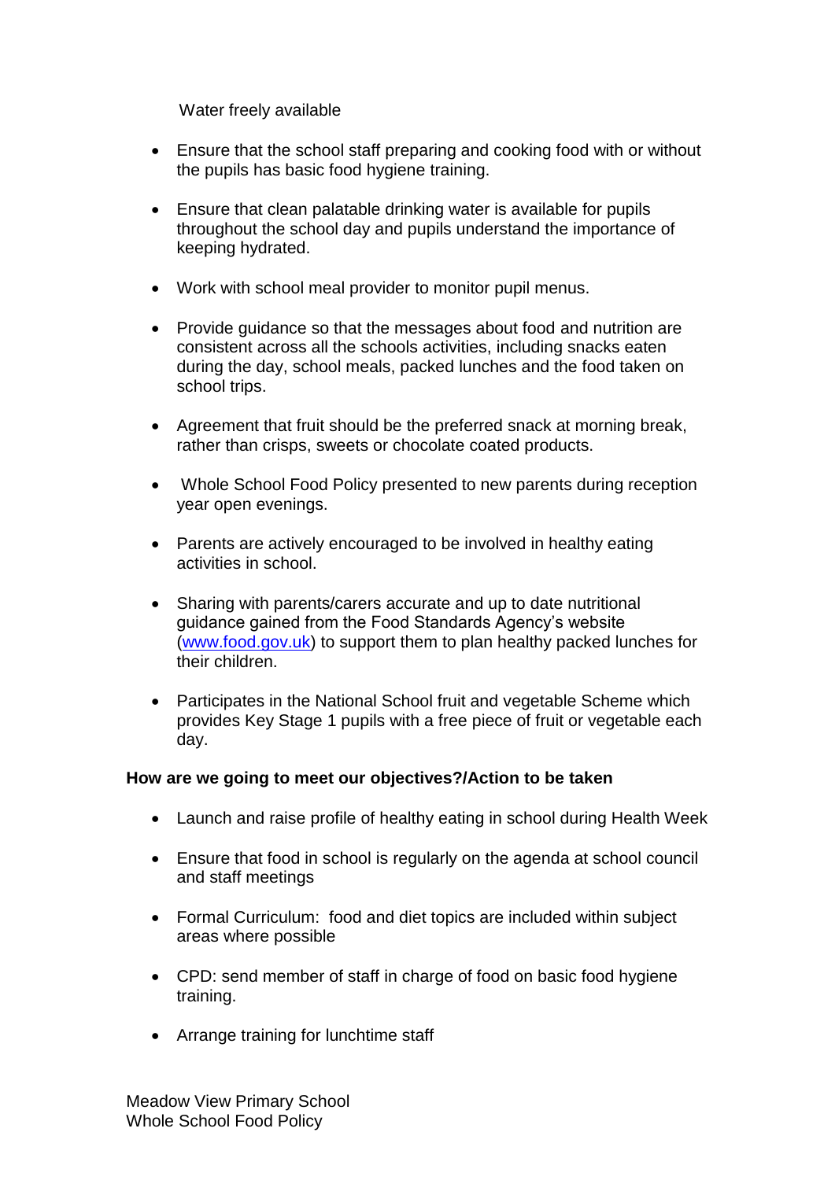Water freely available

- Ensure that the school staff preparing and cooking food with or without the pupils has basic food hygiene training.

- Ensure that clean palatable drinking water is available for pupils throughout the school day and pupils understand the importance of keeping hydrated.

- Work with school meal provider to monitor pupil menus.

- Provide guidance so that the messages about food and nutrition are consistent across all the schools activities, including snacks eaten during the day, school meals, packed lunches and the food taken on school trips.

- Agreement that fruit should be the preferred snack at morning break, rather than crisps, sweets or chocolate coated products.

- Whole School Food Policy presented to new parents during reception year open evenings.

- Parents are actively encouraged to be involved in healthy eating activities in school.

- Sharing with parents/carers accurate and up to date nutritional guidance gained from the Food Standards Agency's website ([www.food.gov.uk](http://www.food.gov.uk)) to support them to plan healthy packed lunches for their children.

- Participates in the National School fruit and vegetable Scheme which provides Key Stage 1 pupils with a free piece of fruit or vegetable each day.

**How are we going to meet our objectives?/Action to be taken**

- Launch and raise profile of healthy eating in school during Health Week

- Ensure that food in school is regularly on the agenda at school council and staff meetings

- Formal Curriculum: food and diet topics are included within subject areas where possible

- CPD: send member of staff in charge of food on basic food hygiene training.

- Arrange training for lunchtime staff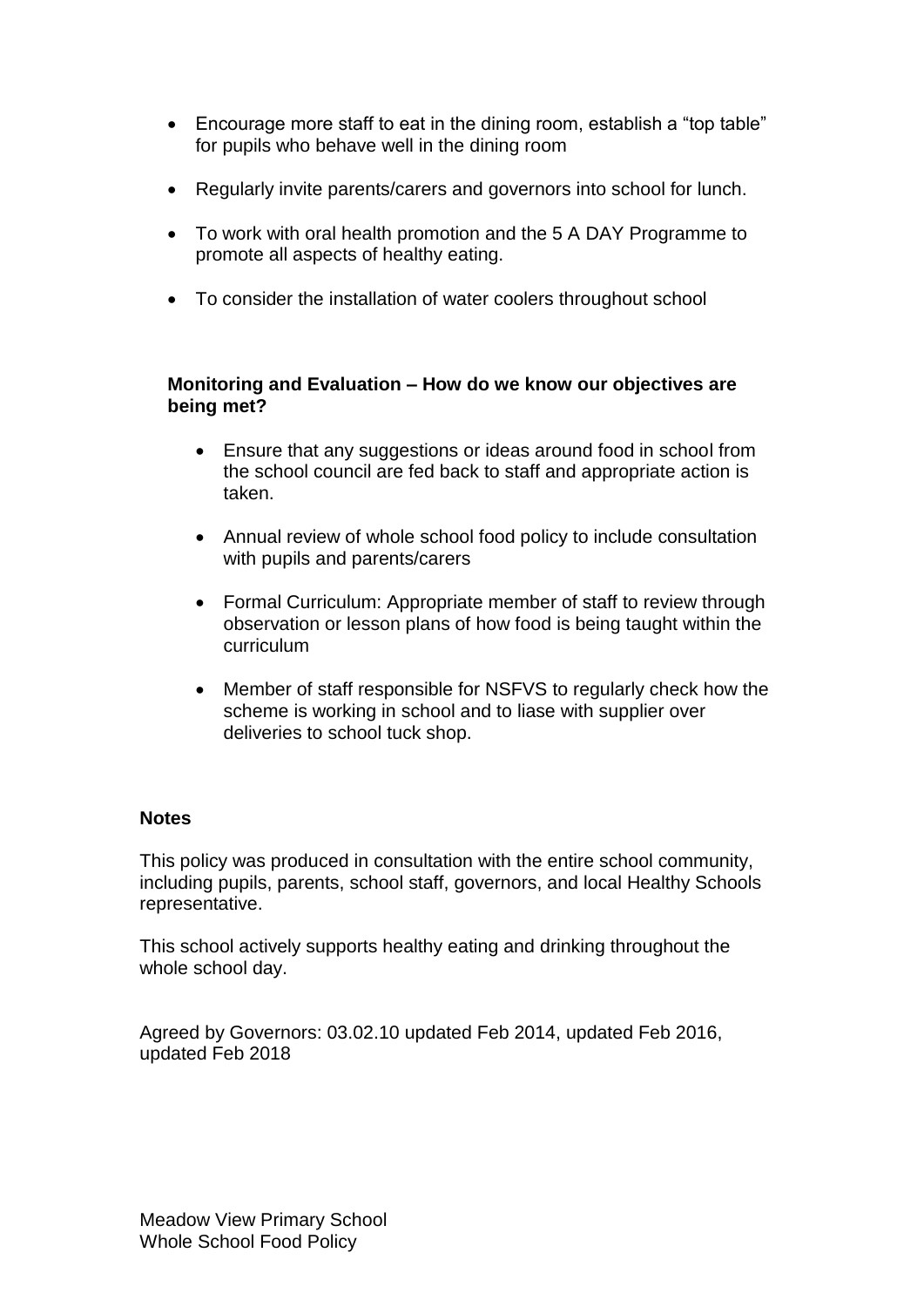- Encourage more staff to eat in the dining room, establish a "top table" for pupils who behave well in the dining room
- Regularly invite parents/carers and governors into school for lunch.
- To work with oral health promotion and the 5 A DAY Programme to promote all aspects of healthy eating.
- To consider the installation of water coolers throughout school

**Monitoring and Evaluation – How do we know our objectives are being met?**

- Ensure that any suggestions or ideas around food in school from the school council are fed back to staff and appropriate action is taken.
- Annual review of whole school food policy to include consultation with pupils and parents/carers
- Formal Curriculum: Appropriate member of staff to review through observation or lesson plans of how food is being taught within the curriculum
- Member of staff responsible for NSFVS to regularly check how the scheme is working in school and to liase with supplier over deliveries to school tuck shop.

**Notes**

This policy was produced in consultation with the entire school community, including pupils, parents, school staff, governors, and local Healthy Schools representative.

This school actively supports healthy eating and drinking throughout the whole school day.

Agreed by Governors: 03.02.10 updated Feb 2014, updated Feb 2016, updated Feb 2018